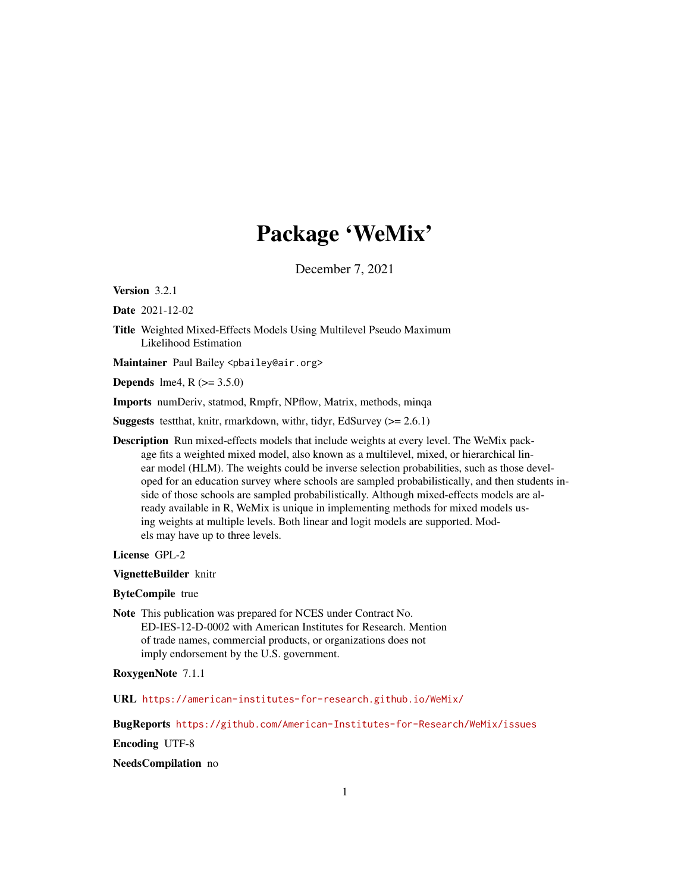# Package 'WeMix'

December 7, 2021

**Version** 3.2.1

**Date** 2021-12-02

**Title** Weighted Mixed-Effects Models Using Multilevel Pseudo Maximum Likelihood Estimation

**Maintainer** Paul Bailey <pbailey@air.org>

**Depends** lme4, R (>= 3.5.0)

**Imports** numDeriv, statmod, Rmpfr, NPflow, Matrix, methods, minqa

**Suggests** testthat, knitr, rmarkdown, withr, tidyr, EdSurvey (>= 2.6.1)

**Description** Run mixed-effects models that include weights at every level. The WeMix package fits a weighted mixed model, also known as a multilevel, mixed, or hierarchical linear model (HLM). The weights could be inverse selection probabilities, such as those developed for an education survey where schools are sampled probabilistically, and then students inside of those schools are sampled probabilistically. Although mixed-effects models are already available in R, WeMix is unique in implementing methods for mixed models using weights at multiple levels. Both linear and logit models are supported. Models may have up to three levels.

**License** GPL-2

**VignetteBuilder** knitr

**ByteCompile** true

**Note** This publication was prepared for NCES under Contract No. ED-IES-12-D-0002 with American Institutes for Research. Mention of trade names, commercial products, or organizations does not imply endorsement by the U.S. government.

**RoxygenNote** 7.1.1

**URL** https://american-institutes-for-research.github.io/WeMix/

**BugReports** https://github.com/American-Institutes-for-Research/WeMix/issues

**Encoding** UTF-8

**NeedsCompilation** no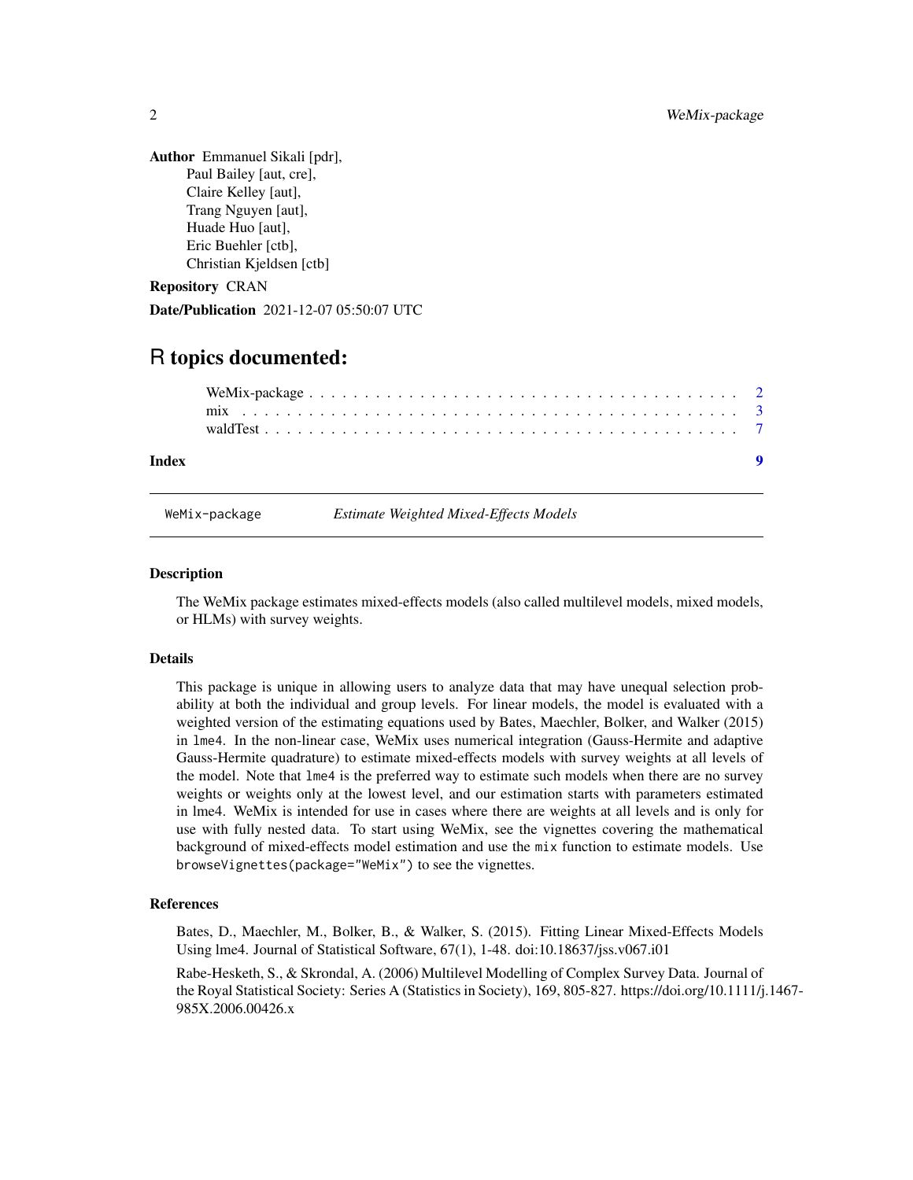**Author** Emmanuel Sikali [pdr],
Paul Bailey [aut, cre],
Claire Kelley [aut],
Trang Nguyen [aut],
Huade Huo [aut],
Eric Buehler [ctb],
Christian Kjeldsen [ctb]

**Repository** CRAN

**Date/Publication** 2021-12-07 05:50:07 UTC

# R topics documented:

- WeMix-package . . . . . . . . . . . . . . . . . . . . . . . . . . . . . . . . . . . . . 2
- mix . . . . . . . . . . . . . . . . . . . . . . . . . . . . . . . . . . . . . . . . . . . 3
- waldTest . . . . . . . . . . . . . . . . . . . . . . . . . . . . . . . . . . . . . . . . 7

**Index** 9

---

`WeMix-package` *Estimate Weighted Mixed-Effects Models*

---

### Description

The WeMix package estimates mixed-effects models (also called multilevel models, mixed models, or HLMs) with survey weights.

### Details

This package is unique in allowing users to analyze data that may have unequal selection probability at both the individual and group levels. For linear models, the model is evaluated with a weighted version of the estimating equations used by Bates, Maechler, Bolker, and Walker (2015) in `lme4`. In the non-linear case, WeMix uses numerical integration (Gauss-Hermite and adaptive Gauss-Hermite quadrature) to estimate mixed-effects models with survey weights at all levels of the model. Note that `lme4` is the preferred way to estimate such models when there are no survey weights or weights only at the lowest level, and our estimation starts with parameters estimated in lme4. WeMix is intended for use in cases where there are weights at all levels and is only for use with fully nested data. To start using WeMix, see the vignettes covering the mathematical background of mixed-effects model estimation and use the `mix` function to estimate models. Use `browseVignettes(package="WeMix")` to see the vignettes.

### References

Bates, D., Maechler, M., Bolker, B., & Walker, S. (2015). Fitting Linear Mixed-Effects Models Using lme4. Journal of Statistical Software, 67(1), 1-48. doi:10.18637/jss.v067.i01

Rabe-Hesketh, S., & Skrondal, A. (2006) Multilevel Modelling of Complex Survey Data. Journal of the Royal Statistical Society: Series A (Statistics in Society), 169, 805-827. https://doi.org/10.1111/j.1467-985X.2006.00426.x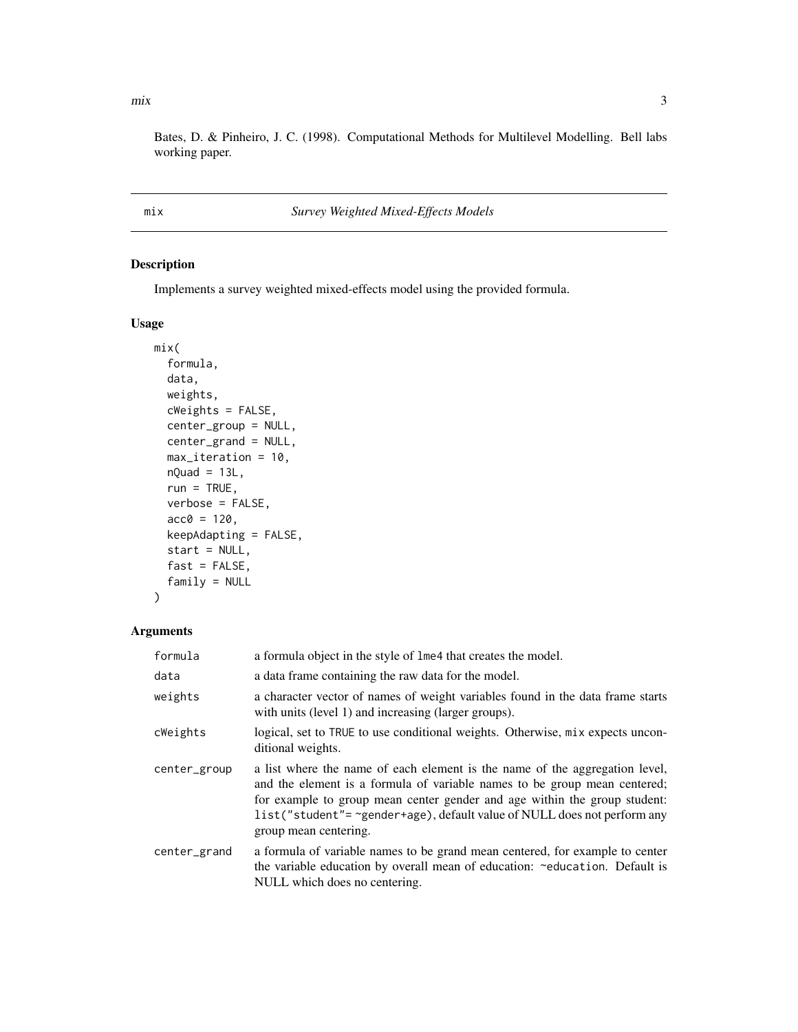Bates, D. & Pinheiro, J. C. (1998). Computational Methods for Multilevel Modelling. Bell labs working paper.

## mix — *Survey Weighted Mixed-Effects Models*

### Description

Implements a survey weighted mixed-effects model using the provided formula.

### Usage

```
mix(
  formula,
  data,
  weights,
  cWeights = FALSE,
  center_group = NULL,
  center_grand = NULL,
  max_iteration = 10,
  nQuad = 13L,
  run = TRUE,
  verbose = FALSE,
  acc0 = 120,
  keepAdapting = FALSE,
  start = NULL,
  fast = FALSE,
  family = NULL
)
```

### Arguments

| | |
|---|---|
| formula | a formula object in the style of `lme4` that creates the model. |
| data | a data frame containing the raw data for the model. |
| weights | a character vector of names of weight variables found in the data frame starts with units (level 1) and increasing (larger groups). |
| cWeights | logical, set to `TRUE` to use conditional weights. Otherwise, `mix` expects unconditional weights. |
| center_group | a list where the name of each element is the name of the aggregation level, and the element is a formula of variable names to be group mean centered; for example to group mean center gender and age within the group student: `list("student"= ~gender+age)`, default value of NULL does not perform any group mean centering. |
| center_grand | a formula of variable names to be grand mean centered, for example to center the variable education by overall mean of education: `~education`. Default is NULL which does no centering. |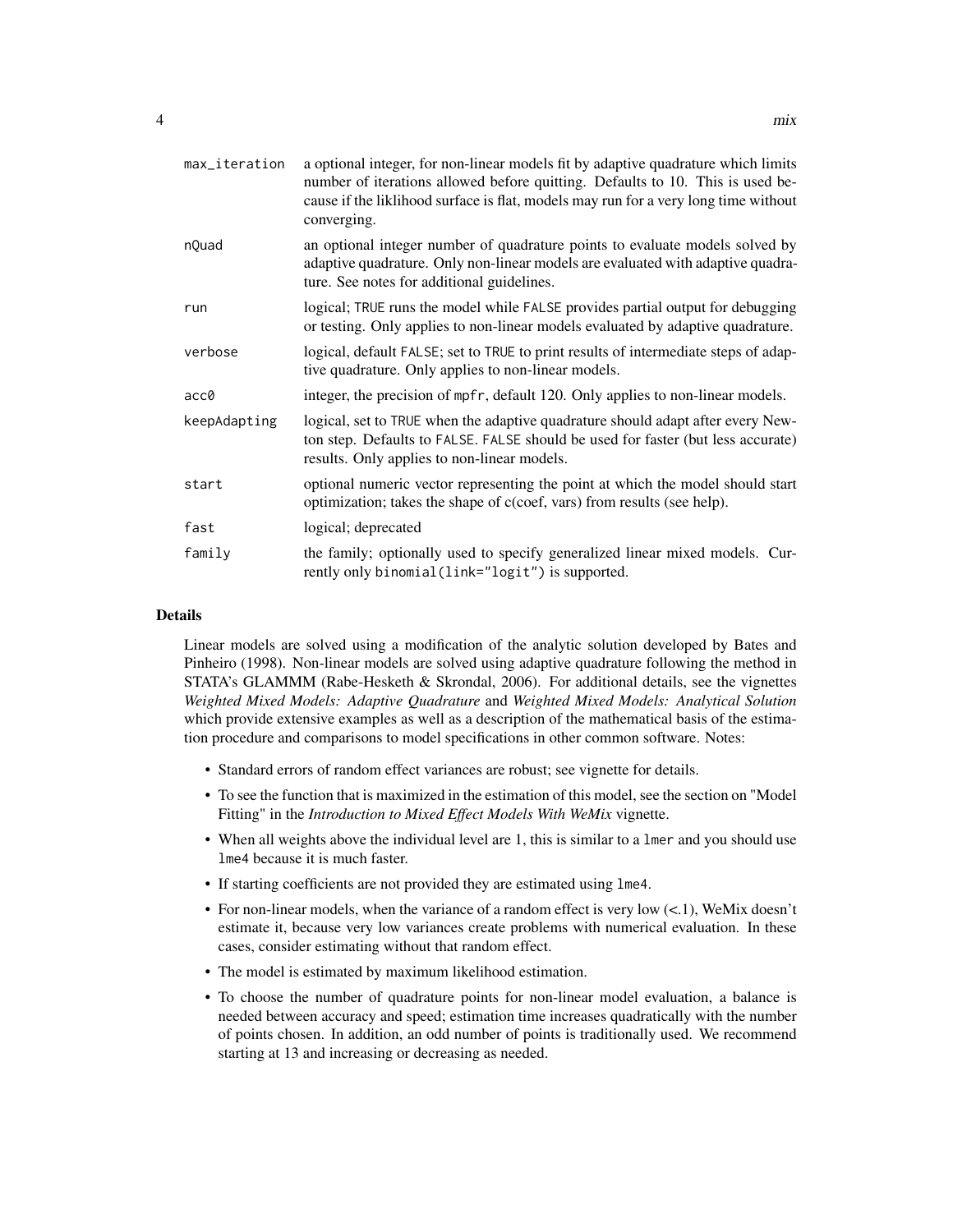| | |
|---|---|
| `max_iteration` | a optional integer, for non-linear models fit by adaptive quadrature which limits number of iterations allowed before quitting. Defaults to 10. This is used because if the liklihood surface is flat, models may run for a very long time without converging. |
| `nQuad` | an optional integer number of quadrature points to evaluate models solved by adaptive quadrature. Only non-linear models are evaluated with adaptive quadrature. See notes for additional guidelines. |
| `run` | logical; `TRUE` runs the model while `FALSE` provides partial output for debugging or testing. Only applies to non-linear models evaluated by adaptive quadrature. |
| `verbose` | logical, default `FALSE`; set to `TRUE` to print results of intermediate steps of adaptive quadrature. Only applies to non-linear models. |
| `acc0` | integer, the precision of `mpfr`, default 120. Only applies to non-linear models. |
| `keepAdapting` | logical, set to `TRUE` when the adaptive quadrature should adapt after every Newton step. Defaults to `FALSE`. `FALSE` should be used for faster (but less accurate) results. Only applies to non-linear models. |
| `start` | optional numeric vector representing the point at which the model should start optimization; takes the shape of c(coef, vars) from results (see help). |
| `fast` | logical; deprecated |
| `family` | the family; optionally used to specify generalized linear mixed models. Currently only `binomial(link="logit")` is supported. |

## Details

Linear models are solved using a modification of the analytic solution developed by Bates and Pinheiro (1998). Non-linear models are solved using adaptive quadrature following the method in STATA's GLAMMM (Rabe-Hesketh & Skrondal, 2006). For additional details, see the vignettes *Weighted Mixed Models: Adaptive Quadrature* and *Weighted Mixed Models: Analytical Solution* which provide extensive examples as well as a description of the mathematical basis of the estimation procedure and comparisons to model specifications in other common software. Notes:

- Standard errors of random effect variances are robust; see vignette for details.
- To see the function that is maximized in the estimation of this model, see the section on "Model Fitting" in the *Introduction to Mixed Effect Models With WeMix* vignette.
- When all weights above the individual level are 1, this is similar to a `lmer` and you should use `lme4` because it is much faster.
- If starting coefficients are not provided they are estimated using `lme4`.
- For non-linear models, when the variance of a random effect is very low (<.1), WeMix doesn't estimate it, because very low variances create problems with numerical evaluation. In these cases, consider estimating without that random effect.
- The model is estimated by maximum likelihood estimation.
- To choose the number of quadrature points for non-linear model evaluation, a balance is needed between accuracy and speed; estimation time increases quadratically with the number of points chosen. In addition, an odd number of points is traditionally used. We recommend starting at 13 and increasing or decreasing as needed.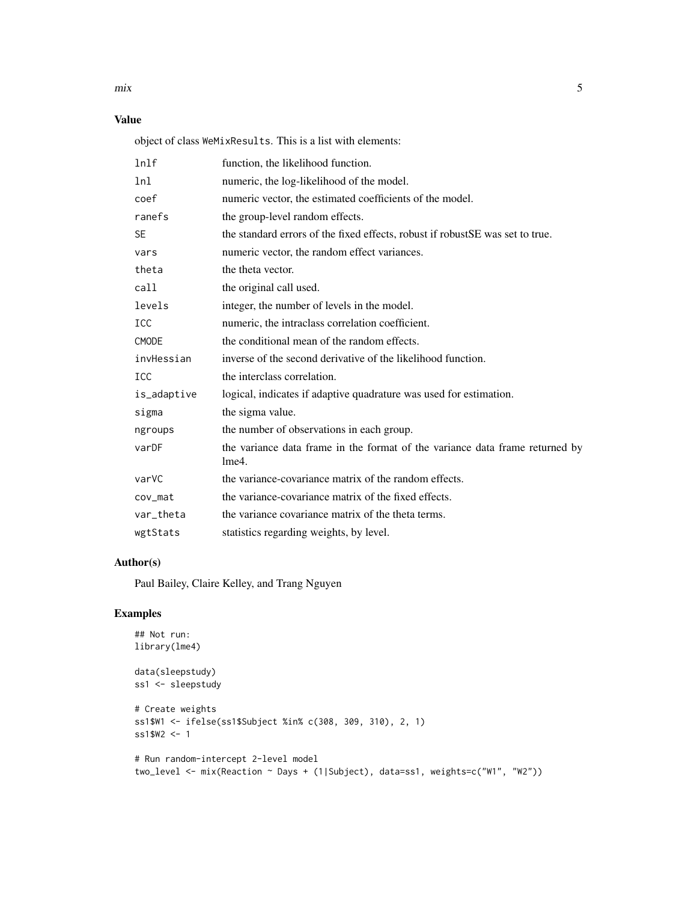## Value

object of class `WeMixResults`. This is a list with elements:

| | |
|---|---|
| lnlf | function, the likelihood function. |
| lnl | numeric, the log-likelihood of the model. |
| coef | numeric vector, the estimated coefficients of the model. |
| ranefs | the group-level random effects. |
| SE | the standard errors of the fixed effects, robust if robustSE was set to true. |
| vars | numeric vector, the random effect variances. |
| theta | the theta vector. |
| call | the original call used. |
| levels | integer, the number of levels in the model. |
| ICC | numeric, the intraclass correlation coefficient. |
| CMODE | the conditional mean of the random effects. |
| invHessian | inverse of the second derivative of the likelihood function. |
| ICC | the interclass correlation. |
| is_adaptive | logical, indicates if adaptive quadrature was used for estimation. |
| sigma | the sigma value. |
| ngroups | the number of observations in each group. |
| varDF | the variance data frame in the format of the variance data frame returned by lme4. |
| varVC | the variance-covariance matrix of the random effects. |
| cov_mat | the variance-covariance matrix of the fixed effects. |
| var_theta | the variance covariance matrix of the theta terms. |
| wgtStats | statistics regarding weights, by level. |

## Author(s)

Paul Bailey, Claire Kelley, and Trang Nguyen

## Examples

```
## Not run:
library(lme4)

data(sleepstudy)
ss1 <- sleepstudy

# Create weights
ss1$W1 <- ifelse(ss1$Subject %in% c(308, 309, 310), 2, 1)
ss1$W2 <- 1

# Run random-intercept 2-level model
two_level <- mix(Reaction ~ Days + (1|Subject), data=ss1, weights=c("W1", "W2"))
```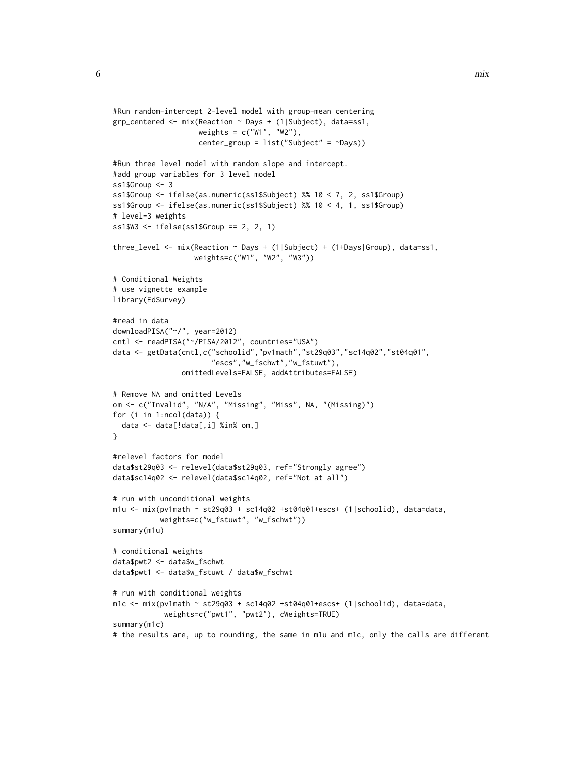```
#Run random-intercept 2-level model with group-mean centering
grp_centered <- mix(Reaction ~ Days + (1|Subject), data=ss1,
                    weights = c("W1", "W2"),
                    center_group = list("Subject" = ~Days))

#Run three level model with random slope and intercept.
#add group variables for 3 level model
ss1$Group <- 3
ss1$Group <- ifelse(as.numeric(ss1$Subject) %% 10 < 7, 2, ss1$Group)
ss1$Group <- ifelse(as.numeric(ss1$Subject) %% 10 < 4, 1, ss1$Group)
# level-3 weights
ss1$W3 <- ifelse(ss1$Group == 2, 2, 1)

three_level <- mix(Reaction ~ Days + (1|Subject) + (1+Days|Group), data=ss1,
                   weights=c("W1", "W2", "W3"))

# Conditional Weights
# use vignette example
library(EdSurvey)

#read in data
downloadPISA("~/", year=2012)
cntl <- readPISA("~/PISA/2012", countries="USA")
data <- getData(cntl,c("schoolid","pv1math","st29q03","sc14q02","st04q01",
                       "escs","w_fschwt","w_fstuwt"),
                omittedLevels=FALSE, addAttributes=FALSE)

# Remove NA and omitted Levels
om <- c("Invalid", "N/A", "Missing", "Miss", NA, "(Missing)")
for (i in 1:ncol(data)) {
  data <- data[!data[,i] %in% om,]
}

#relevel factors for model
data$st29q03 <- relevel(data$st29q03, ref="Strongly agree")
data$sc14q02 <- relevel(data$sc14q02, ref="Not at all")

# run with unconditional weights
m1u <- mix(pv1math ~ st29q03 + sc14q02 +st04q01+escs+ (1|schoolid), data=data,
           weights=c("w_fstuwt", "w_fschwt"))
summary(m1u)

# conditional weights
data$pwt2 <- data$w_fschwt
data$pwt1 <- data$w_fstuwt / data$w_fschwt

# run with conditional weights
m1c <- mix(pv1math ~ st29q03 + sc14q02 +st04q01+escs+ (1|schoolid), data=data,
            weights=c("pwt1", "pwt2"), cWeights=TRUE)
summary(m1c)
# the results are, up to rounding, the same in m1u and m1c, only the calls are different
```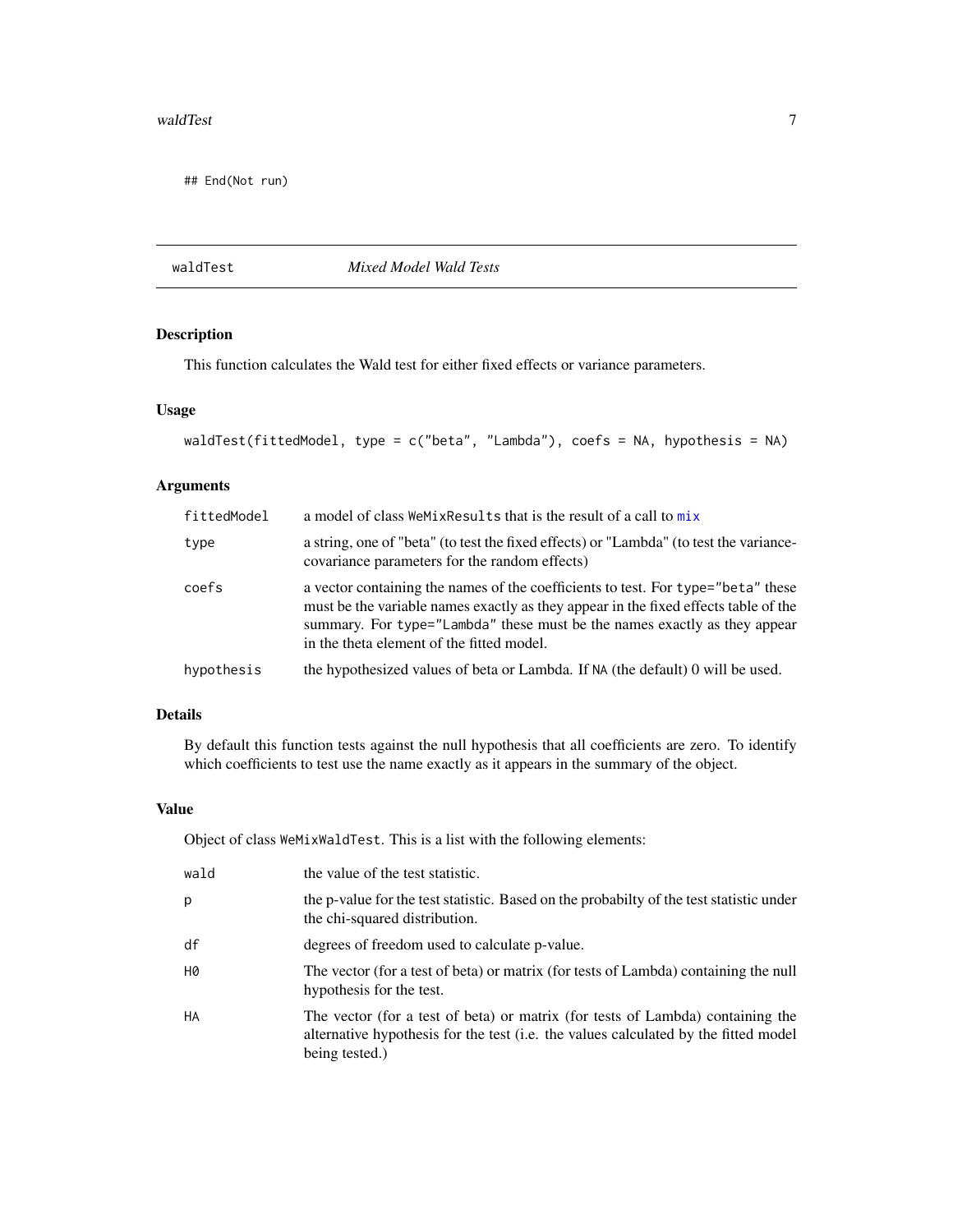```
## End(Not run)
```

---

## waldTest *Mixed Model Wald Tests*

### Description

This function calculates the Wald test for either fixed effects or variance parameters.

### Usage

```
waldTest(fittedModel, type = c("beta", "Lambda"), coefs = NA, hypothesis = NA)
```

### Arguments

| | |
|---|---|
| `fittedModel` | a model of class `WeMixResults` that is the result of a call to `mix` |
| `type` | a string, one of "beta" (to test the fixed effects) or "Lambda" (to test the variance-covariance parameters for the random effects) |
| `coefs` | a vector containing the names of the coefficients to test. For `type="beta"` these must be the variable names exactly as they appear in the fixed effects table of the summary. For `type="Lambda"` these must be the names exactly as they appear in the theta element of the fitted model. |
| `hypothesis` | the hypothesized values of beta or Lambda. If `NA` (the default) 0 will be used. |

### Details

By default this function tests against the null hypothesis that all coefficients are zero. To identify which coefficients to test use the name exactly as it appears in the summary of the object.

### Value

Object of class `WeMixWaldTest`. This is a list with the following elements:

| | |
|---|---|
| `wald` | the value of the test statistic. |
| `p` | the p-value for the test statistic. Based on the probabilty of the test statistic under the chi-squared distribution. |
| `df` | degrees of freedom used to calculate p-value. |
| `H0` | The vector (for a test of beta) or matrix (for tests of Lambda) containing the null hypothesis for the test. |
| `HA` | The vector (for a test of beta) or matrix (for tests of Lambda) containing the alternative hypothesis for the test (i.e. the values calculated by the fitted model being tested.) |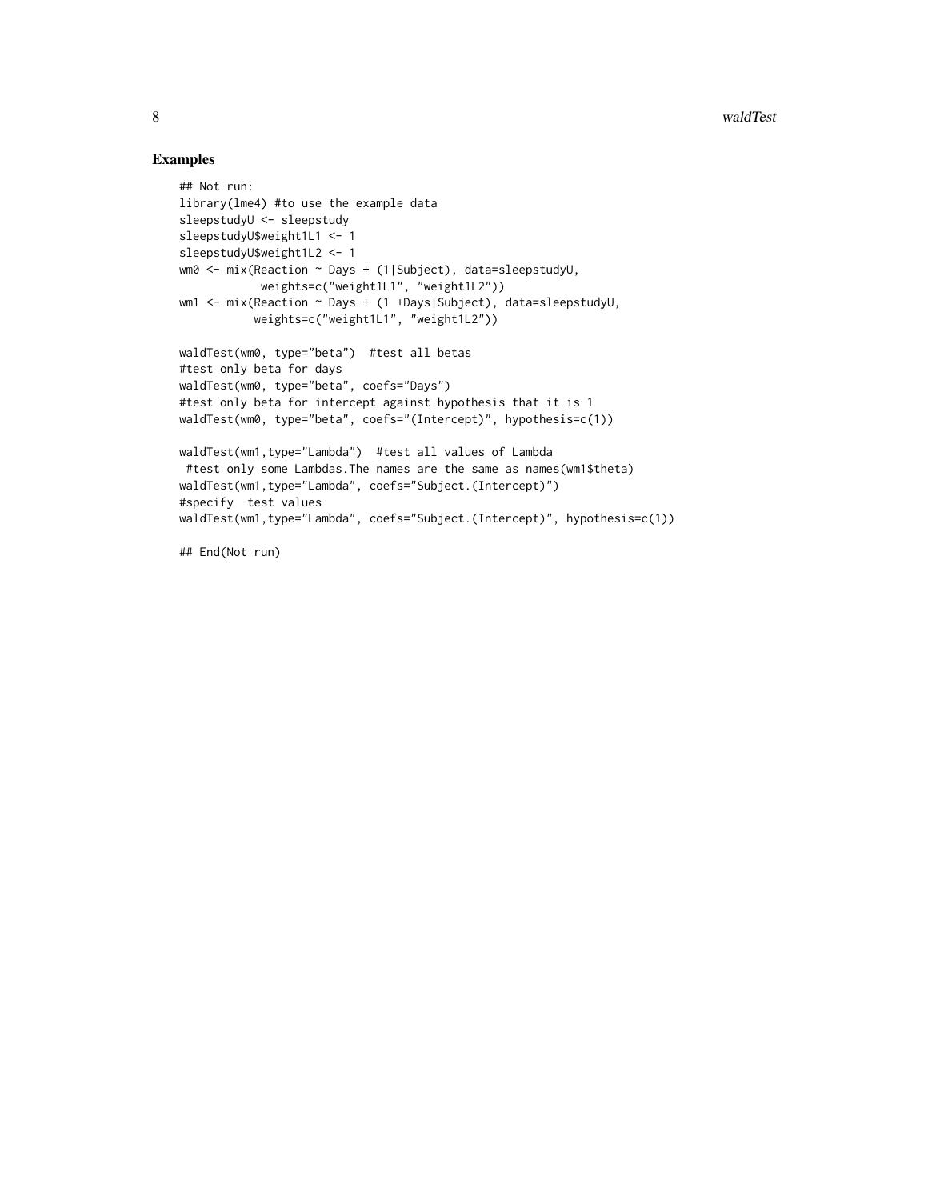## Examples

```
## Not run:
library(lme4) #to use the example data
sleepstudyU <- sleepstudy
sleepstudyU$weight1L1 <- 1
sleepstudyU$weight1L2 <- 1
wm0 <- mix(Reaction ~ Days + (1|Subject), data=sleepstudyU,
            weights=c("weight1L1", "weight1L2"))
wm1 <- mix(Reaction ~ Days + (1 +Days|Subject), data=sleepstudyU,
           weights=c("weight1L1", "weight1L2"))

waldTest(wm0, type="beta")  #test all betas
#test only beta for days
waldTest(wm0, type="beta", coefs="Days")
#test only beta for intercept against hypothesis that it is 1
waldTest(wm0, type="beta", coefs="(Intercept)", hypothesis=c(1))

waldTest(wm1,type="Lambda")  #test all values of Lambda
 #test only some Lambdas.The names are the same as names(wm1$theta)
waldTest(wm1,type="Lambda", coefs="Subject.(Intercept)")
#specify  test values
waldTest(wm1,type="Lambda", coefs="Subject.(Intercept)", hypothesis=c(1))

## End(Not run)
```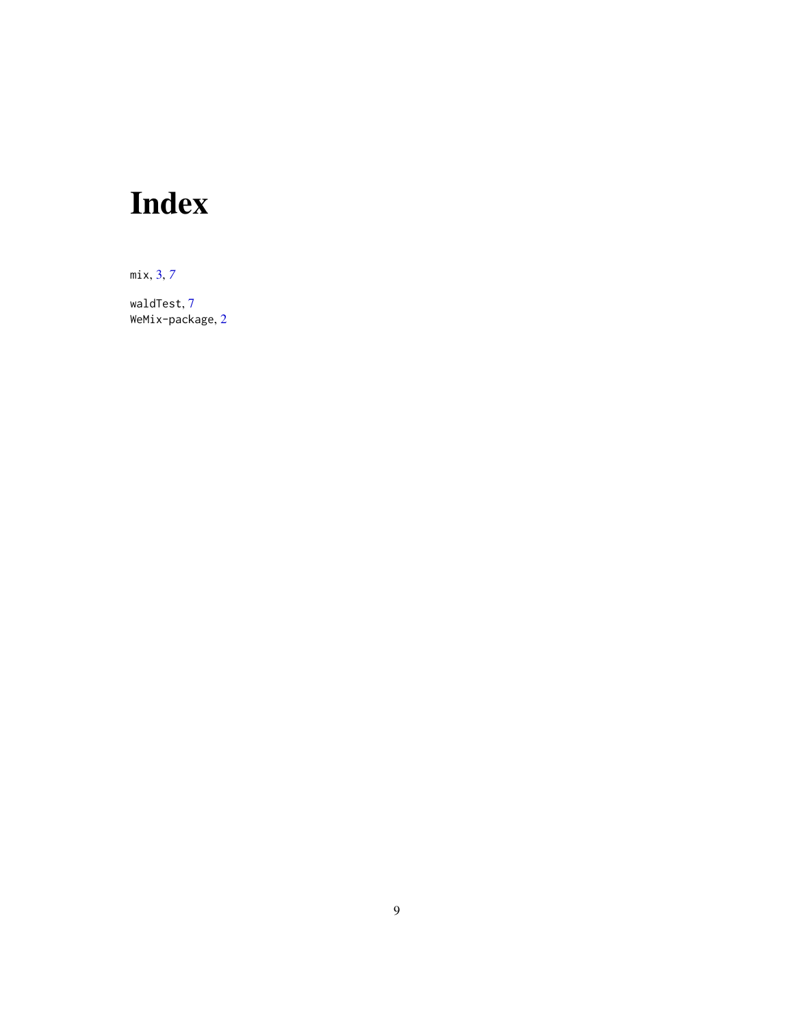# Index

mix, 3, *7*

waldTest, 7
WeMix-package, 2